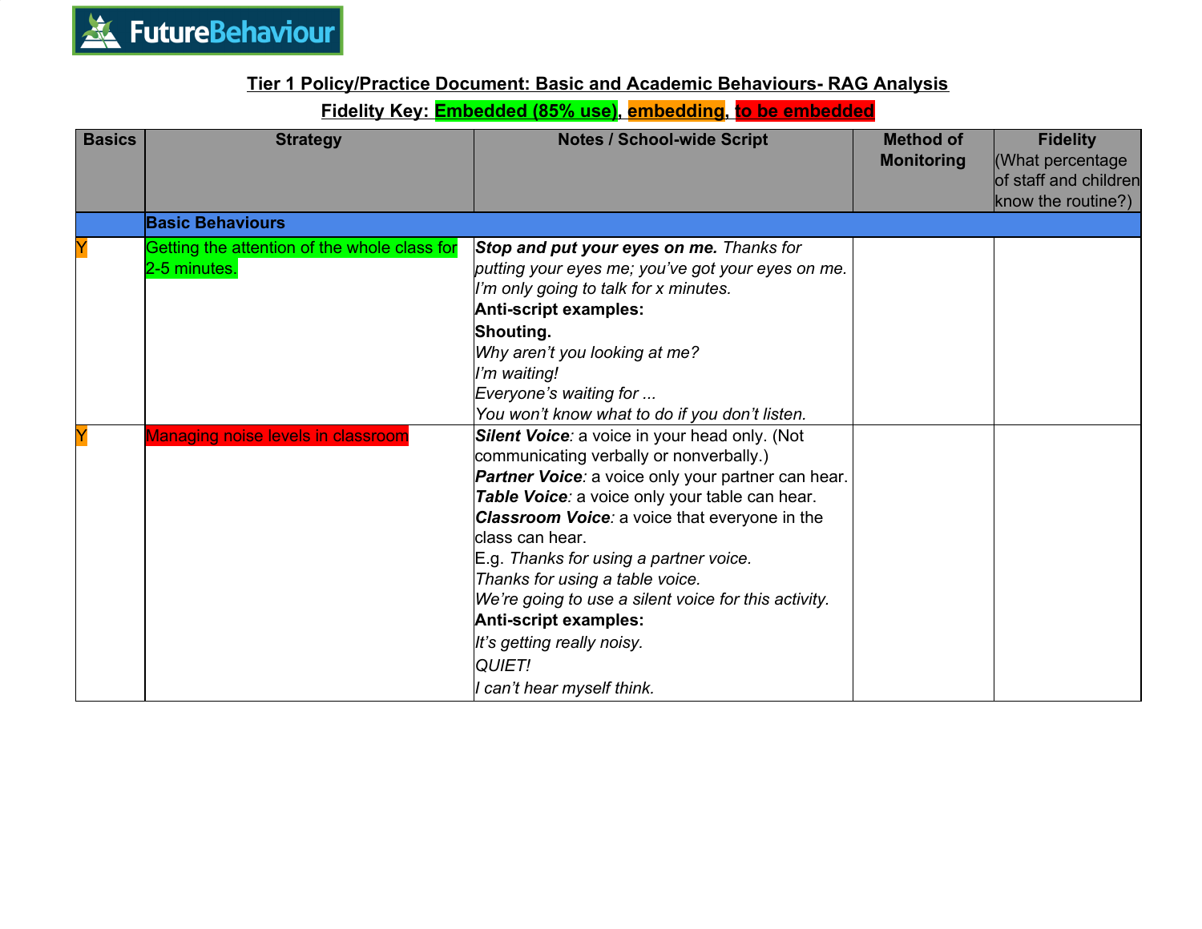FutureBehaviour

## Tier 1 Policy/Practice Document: Basic and Academic Behaviours- RAG Analysis

**Fidelity Key: Embedded (85% use), embedding, to be embedded**

| Basics | Strategy | Notes / School-wide Script | Method of Monitoring | Fidelity (What percentage of staff and children know the routine?) |
|---|---|---|---|---|
| | **Basic Behaviours** | | | |
| Y | Getting the attention of the whole class for 2-5 minutes. | ***Stop and put your eyes on me.*** *Thanks for putting your eyes me; you've got your eyes on me. I'm only going to talk for x minutes.*<br>**Anti-script examples:**<br>**Shouting.**<br>*Why aren't you looking at me?*<br>*I'm waiting!*<br>*Everyone's waiting for ...*<br>*You won't know what to do if you don't listen.* | | |
| Y | Managing noise levels in classroom | ***Silent Voice****:* a voice in your head only. (Not communicating verbally or nonverbally.)<br>***Partner Voice****:* a voice only your partner can hear.<br>***Table Voice****:* a voice only your table can hear.<br>***Classroom Voice****:* a voice that everyone in the class can hear.<br>E.g. *Thanks for using a partner voice.*<br>*Thanks for using a table voice.*<br>*We're going to use a silent voice for this activity.*<br>**Anti-script examples:**<br>*It's getting really noisy.*<br>*QUIET!*<br>*I can't hear myself think.* | | |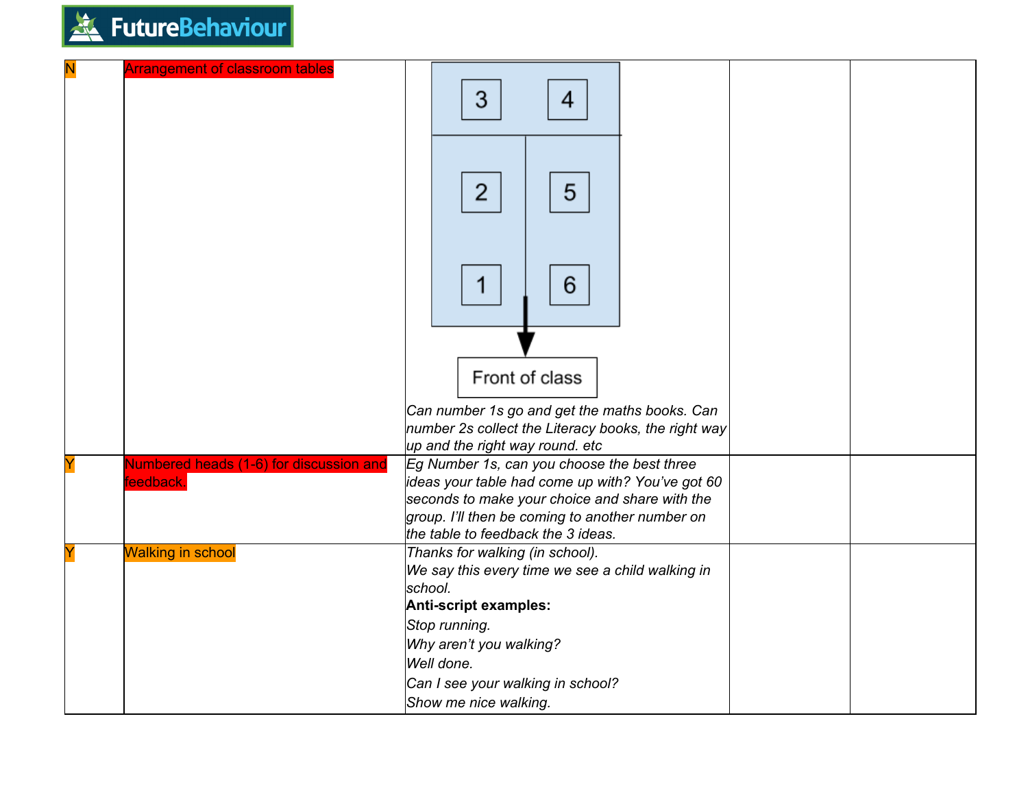| | | | | |
|---|---|---|---|---|
| N | Arrangement of classroom tables | 3 4 / 2 5 / 1 6 → Front of class<br>*Can number 1s go and get the maths books. Can number 2s collect the Literacy books, the right way up and the right way round. etc* | | |
| Y | Numbered heads (1-6) for discussion and feedback. | *Eg Number 1s, can you choose the best three ideas your table had come up with? You've got 60 seconds to make your choice and share with the group. I'll then be coming to another number on the table to feedback the 3 ideas.* | | |
| Y | Walking in school | *Thanks for walking (in school).*<br>*We say this every time we see a child walking in school.*<br>**Anti-script examples:**<br>*Stop running.*<br>*Why aren't you walking?*<br>*Well done.*<br>*Can I see your walking in school?*<br>*Show me nice walking.* | | |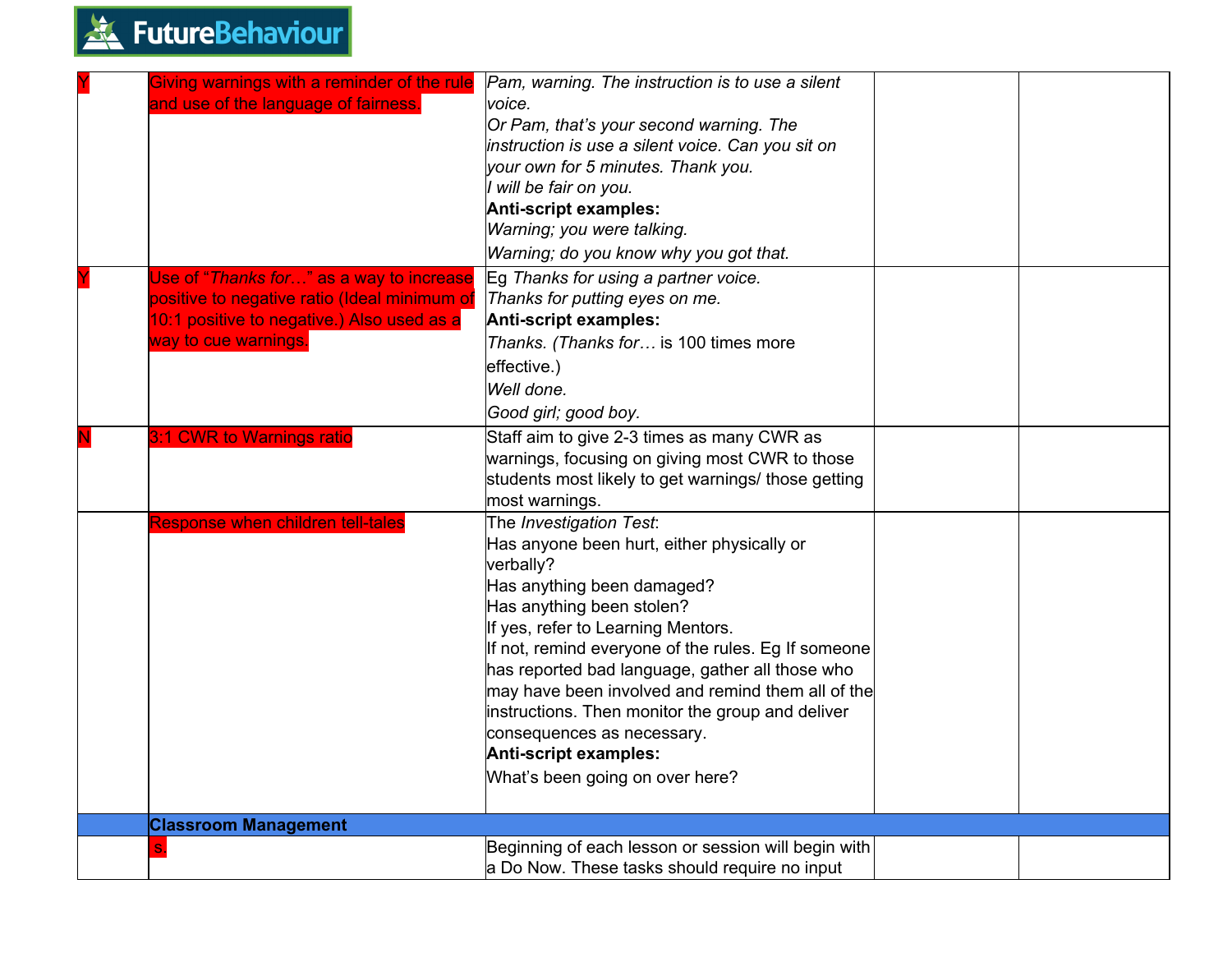| | | | | |
|---|---|---|---|---|
| Y | Giving warnings with a reminder of the rule and use of the language of fairness. | *Pam, warning. The instruction is to use a silent voice.*<br>*Or Pam, that's your second warning. The instruction is use a silent voice. Can you sit on your own for 5 minutes. Thank you.*<br>*I will be fair on you.*<br>**Anti-script examples:**<br>*Warning; you were talking.*<br>*Warning; do you know why you got that.* | | |
| Y | Use of "*Thanks for…*" as a way to increase positive to negative ratio (Ideal minimum of 10:1 positive to negative.) Also used as a way to cue warnings. | Eg *Thanks for using a partner voice.*<br>*Thanks for putting eyes on me.*<br>**Anti-script examples:**<br>*Thanks. (Thanks for…* is 100 times more effective.)<br>*Well done.*<br>*Good girl; good boy.* | | |
| N | 3:1 CWR to Warnings ratio | Staff aim to give 2-3 times as many CWR as warnings, focusing on giving most CWR to those students most likely to get warnings/ those getting most warnings. | | |
| | Response when children tell-tales | The *Investigation Test*:<br>Has anyone been hurt, either physically or verbally?<br>Has anything been damaged?<br>Has anything been stolen?<br>If yes, refer to Learning Mentors.<br>If not, remind everyone of the rules. Eg If someone has reported bad language, gather all those who may have been involved and remind them all of the instructions. Then monitor the group and deliver consequences as necessary.<br>**Anti-script examples:**<br>What's been going on over here? | | |
| | **Classroom Management** | | | |
| | s. | Beginning of each lesson or session will begin with a Do Now. These tasks should require no input | | |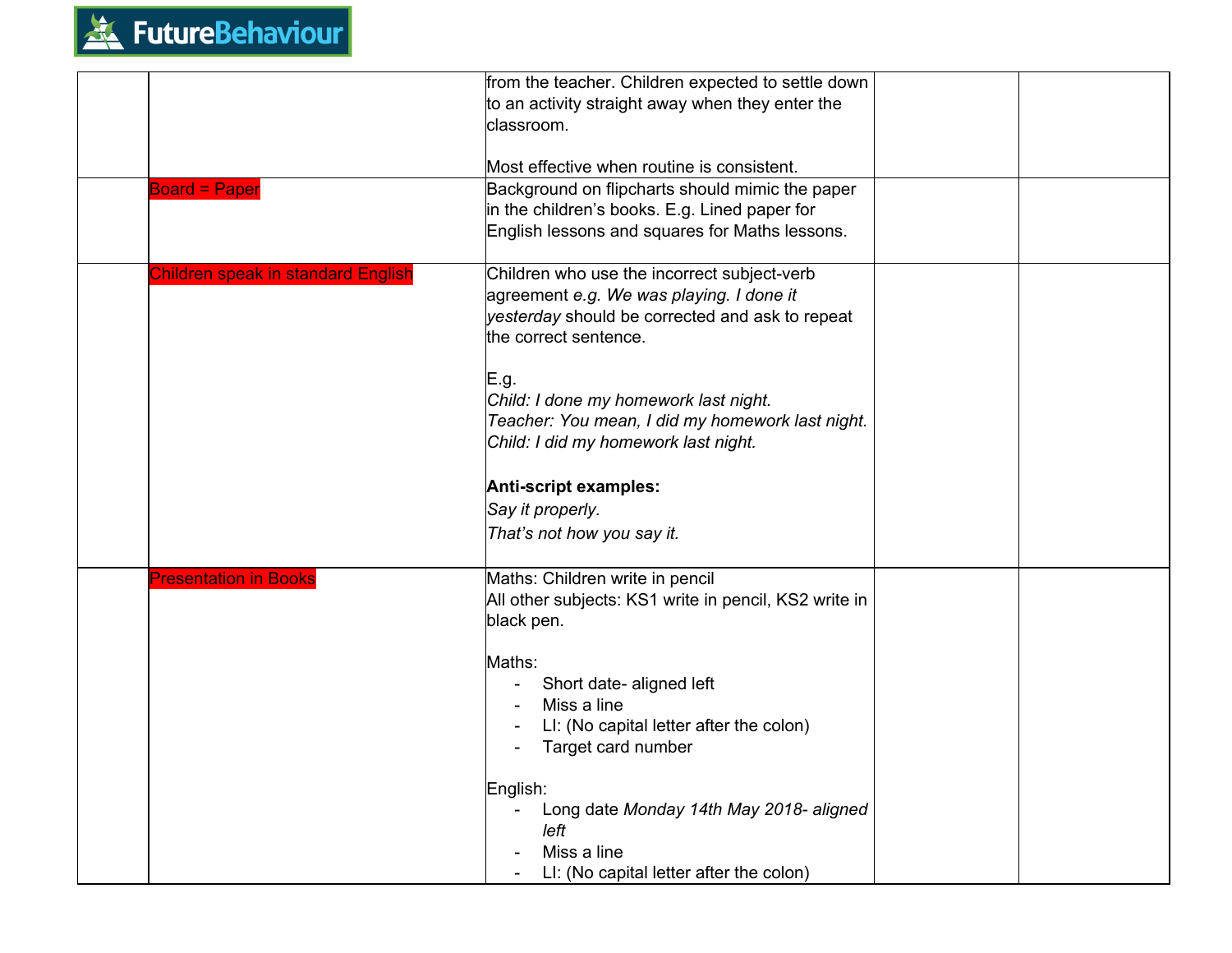| | | | | |
|---|---|---|---|---|
| | | from the teacher. Children expected to settle down to an activity straight away when they enter the classroom.<br><br>Most effective when routine is consistent. | | |
| | Board = Paper | Background on flipcharts should mimic the paper in the children's books. E.g. Lined paper for English lessons and squares for Maths lessons. | | |
| | Children speak in standard English | Children who use the incorrect subject-verb agreement *e.g. We was playing. I done it yesterday* should be corrected and ask to repeat the correct sentence.<br><br>E.g.<br>*Child: I done my homework last night.*<br>*Teacher: You mean, I did my homework last night.*<br>*Child: I did my homework last night.*<br><br>**Anti-script examples:**<br>*Say it properly.*<br>*That's not how you say it.* | | |
| | Presentation in Books | Maths: Children write in pencil<br>All other subjects: KS1 write in pencil, KS2 write in black pen.<br><br>Maths:<br>- Short date- aligned left<br>- Miss a line<br>- LI: (No capital letter after the colon)<br>- Target card number<br><br>English:<br>- Long date *Monday 14th May 2018- aligned left*<br>- Miss a line<br>- LI: (No capital letter after the colon) | | |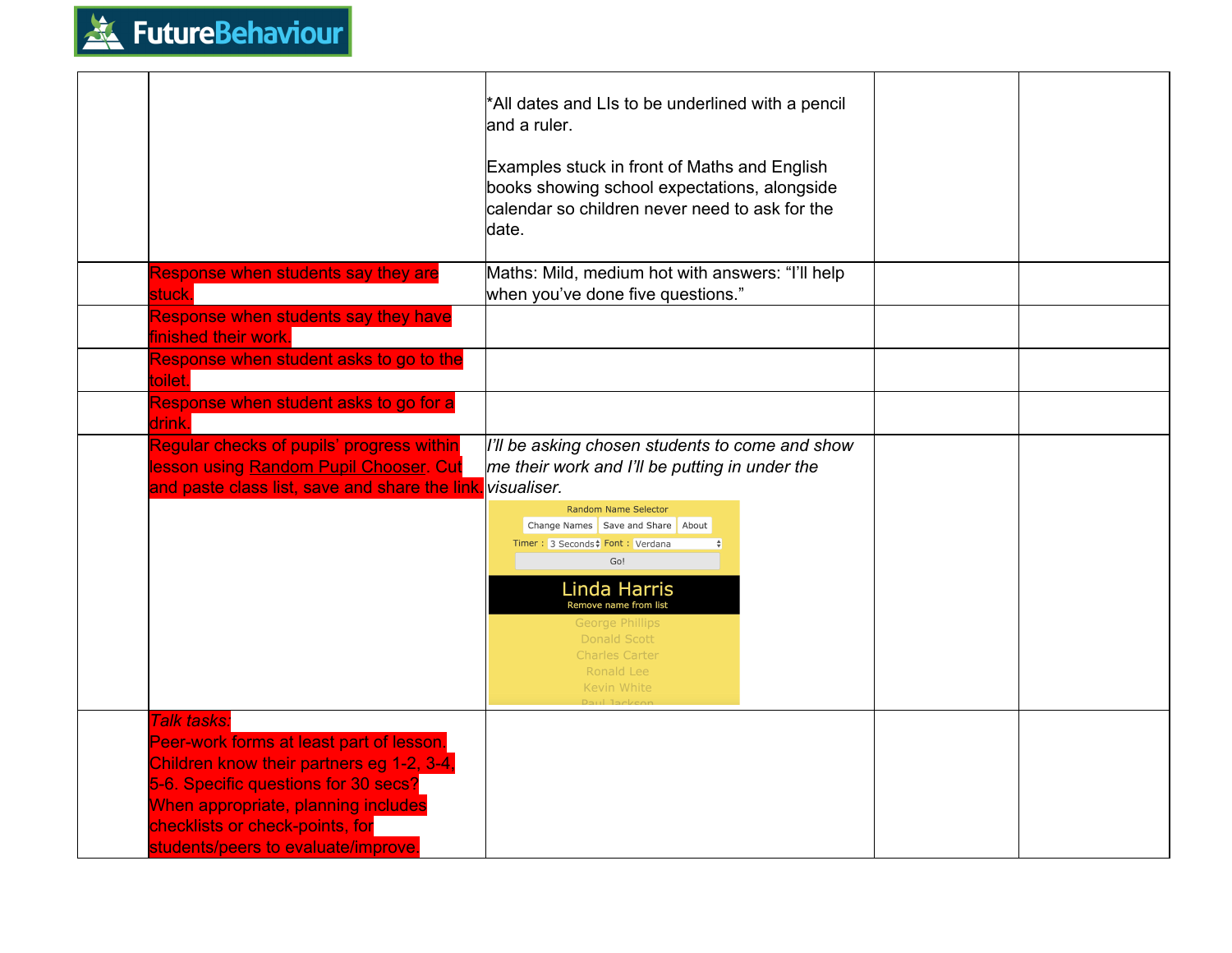| | | | | |
|---|---|---|---|---|
| | | *All dates and LIs to be underlined with a pencil and a ruler.<br><br>Examples stuck in front of Maths and English books showing school expectations, alongside calendar so children never need to ask for the date. | | |
| | Response when students say they are stuck. | Maths: Mild, medium hot with answers: "I'll help when you've done five questions." | | |
| | Response when students say they have finished their work. | | | |
| | Response when student asks to go to the toilet. | | | |
| | Response when student asks to go for a drink. | | | |
| | Regular checks of pupils' progress within lesson using Random Pupil Chooser. Cut and paste class list, save and share the link. | *I'll be asking chosen students to come and show me their work and I'll be putting in under the visualiser.*<br><br>Random Name Selector<br>Change Names / Save and Share / About<br>Timer : 3 Seconds Font : Verdana<br>Go!<br>Linda Harris<br>Remove name from list<br>George Phillips<br>Donald Scott<br>Charles Carter<br>Ronald Lee<br>Kevin White<br>Paul Jackson | | |
| | *Talk tasks:*<br>Peer-work forms at least part of lesson. Children know their partners eg 1-2, 3-4, 5-6. Specific questions for 30 secs?<br>When appropriate, planning includes checklists or check-points, for students/peers to evaluate/improve. | | | |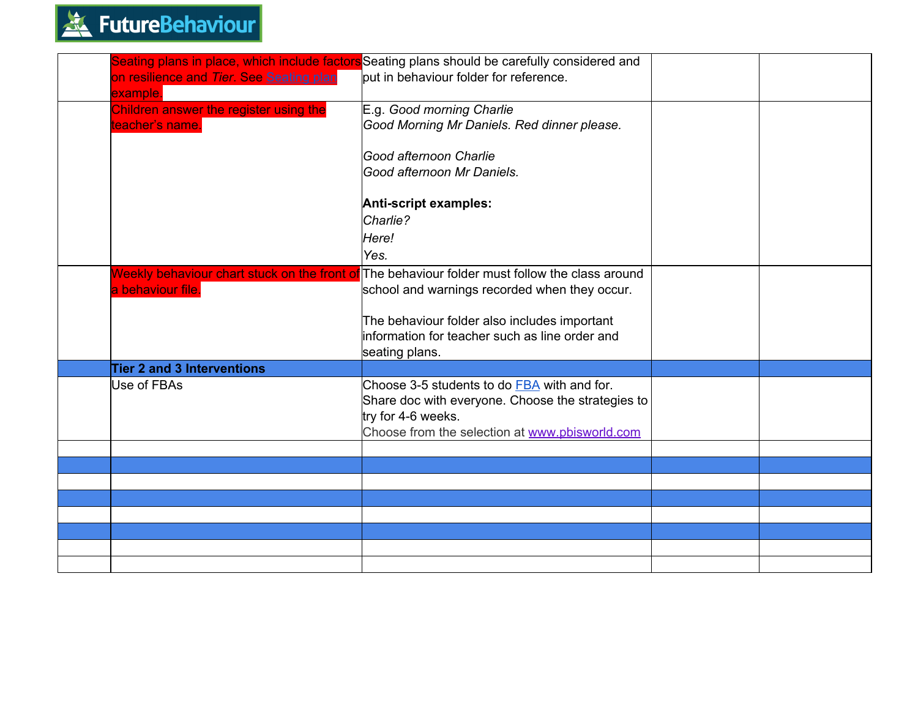| | | | | |
|---|---|---|---|---|
| | Seating plans in place, which include factors on resilience and *Tier*. See Seating plan example. | Seating plans should be carefully considered and put in behaviour folder for reference. | | |
| | Children answer the register using the teacher's name. | E.g. *Good morning Charlie*<br>*Good Morning Mr Daniels. Red dinner please.*<br><br>*Good afternoon Charlie*<br>*Good afternoon Mr Daniels.*<br><br>**Anti-script examples:**<br>*Charlie?*<br>*Here!*<br>*Yes.* | | |
| | Weekly behaviour chart stuck on the front of a behaviour file. | The behaviour folder must follow the class around school and warnings recorded when they occur.<br><br>The behaviour folder also includes important information for teacher such as line order and seating plans. | | |
| | **Tier 2 and 3 Interventions** | | | |
| | Use of FBAs | Choose 3-5 students to do FBA with and for. Share doc with everyone. Choose the strategies to try for 4-6 weeks.<br>Choose from the selection at www.pbisworld.com | | |
| | | | | |
| | | | | |
| | | | | |
| | | | | |
| | | | | |
| | | | | |
| | | | | |
| | | | | |